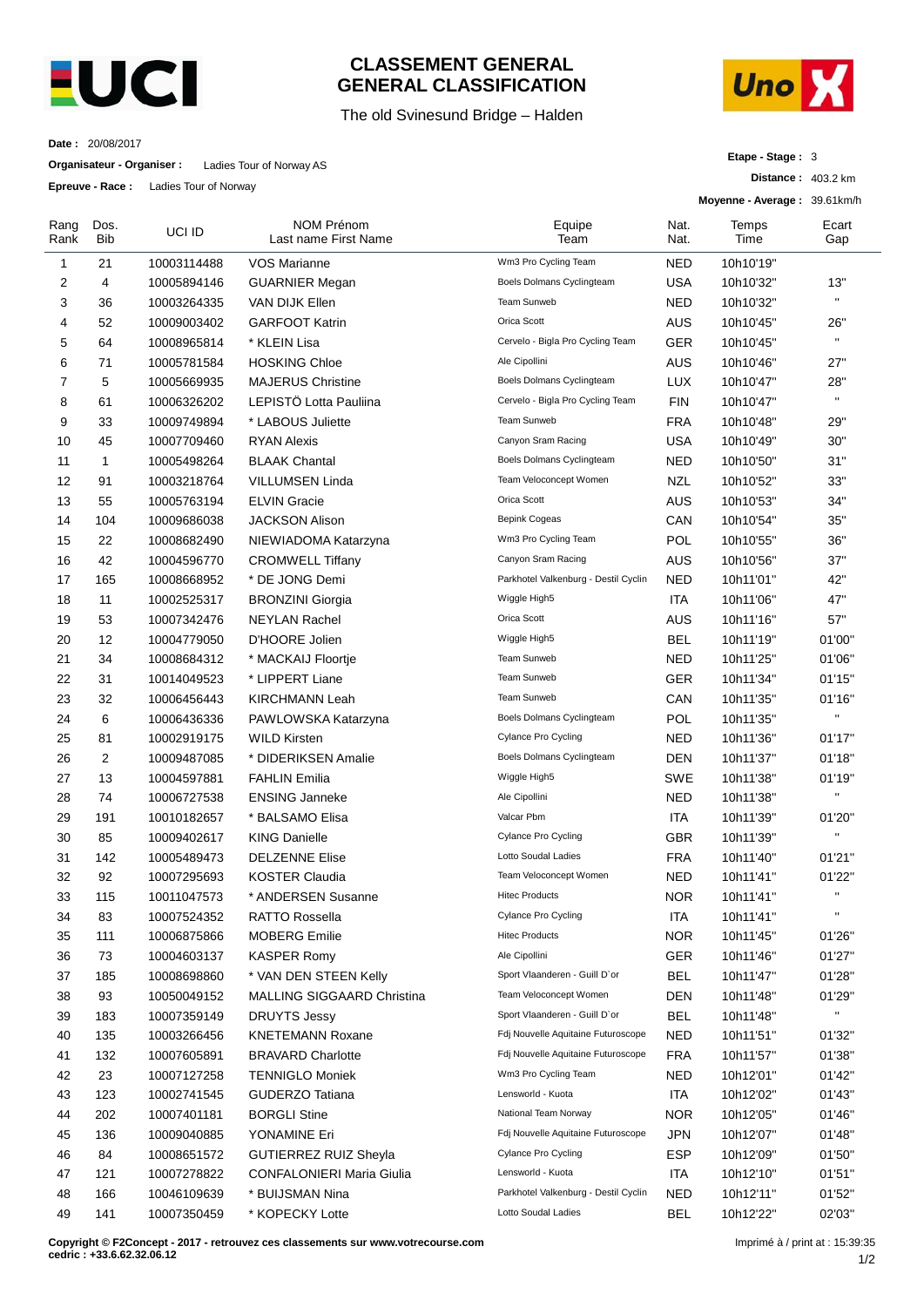# CLASSEMENT GENERAL
# GENERAL CLASSIFICATION

The old Svinesund Bridge – Halden

**Date :** 20/08/2017

**Organisateur - Organiser :** Ladies Tour of Norway AS

**Epreuve - Race :** Ladies Tour of Norway

**Etape - Stage :** 3

**Distance :** 403.2 km

**Moyenne - Average :** 39.61km/h

| Rang Rank | Dos. Bib | UCI ID | NOM Prénom Last name First Name | Equipe Team | Nat. Nat. | Temps Time | Ecart Gap |
|---|---|---|---|---|---|---|---|
| 1 | 21 | 10003114488 | VOS Marianne | Wm3 Pro Cycling Team | NED | 10h10'19'' | |
| 2 | 4 | 10005894146 | GUARNIER Megan | Boels Dolmans Cyclingteam | USA | 10h10'32'' | 13'' |
| 3 | 36 | 10003264335 | VAN DIJK Ellen | Team Sunweb | NED | 10h10'32'' | '' |
| 4 | 52 | 10009003402 | GARFOOT Katrin | Orica Scott | AUS | 10h10'45'' | 26'' |
| 5 | 64 | 10008965814 | * KLEIN Lisa | Cervelo - Bigla Pro Cycling Team | GER | 10h10'45'' | '' |
| 6 | 71 | 10005781584 | HOSKING Chloe | Ale Cipollini | AUS | 10h10'46'' | 27'' |
| 7 | 5 | 10005669935 | MAJERUS Christine | Boels Dolmans Cyclingteam | LUX | 10h10'47'' | 28'' |
| 8 | 61 | 10006326202 | LEPISTÖ Lotta Pauliina | Cervelo - Bigla Pro Cycling Team | FIN | 10h10'47'' | '' |
| 9 | 33 | 10009749894 | * LABOUS Juliette | Team Sunweb | FRA | 10h10'48'' | 29'' |
| 10 | 45 | 10007709460 | RYAN Alexis | Canyon Sram Racing | USA | 10h10'49'' | 30'' |
| 11 | 1 | 10005498264 | BLAAK Chantal | Boels Dolmans Cyclingteam | NED | 10h10'50'' | 31'' |
| 12 | 91 | 10003218764 | VILLUMSEN Linda | Team Veloconcept Women | NZL | 10h10'52'' | 33'' |
| 13 | 55 | 10005763194 | ELVIN Gracie | Orica Scott | AUS | 10h10'53'' | 34'' |
| 14 | 104 | 10009686038 | JACKSON Alison | Bepink Cogeas | CAN | 10h10'54'' | 35'' |
| 15 | 22 | 10008682490 | NIEWIADOMA Katarzyna | Wm3 Pro Cycling Team | POL | 10h10'55'' | 36'' |
| 16 | 42 | 10004596770 | CROMWELL Tiffany | Canyon Sram Racing | AUS | 10h10'56'' | 37'' |
| 17 | 165 | 10008668952 | * DE JONG Demi | Parkhotel Valkenburg - Destil Cyclin | NED | 10h11'01'' | 42'' |
| 18 | 11 | 10002525317 | BRONZINI Giorgia | Wiggle High5 | ITA | 10h11'06'' | 47'' |
| 19 | 53 | 10007342476 | NEYLAN Rachel | Orica Scott | AUS | 10h11'16'' | 57'' |
| 20 | 12 | 10004779050 | D'HOORE Jolien | Wiggle High5 | BEL | 10h11'19'' | 01'00'' |
| 21 | 34 | 10008684312 | * MACKAIJ Floortje | Team Sunweb | NED | 10h11'25'' | 01'06'' |
| 22 | 31 | 10014049523 | * LIPPERT Liane | Team Sunweb | GER | 10h11'34'' | 01'15'' |
| 23 | 32 | 10006456443 | KIRCHMANN Leah | Team Sunweb | CAN | 10h11'35'' | 01'16'' |
| 24 | 6 | 10006436336 | PAWLOWSKA Katarzyna | Boels Dolmans Cyclingteam | POL | 10h11'35'' | '' |
| 25 | 81 | 10002919175 | WILD Kirsten | Cylance Pro Cycling | NED | 10h11'36'' | 01'17'' |
| 26 | 2 | 10009487085 | * DIDERIKSEN Amalie | Boels Dolmans Cyclingteam | DEN | 10h11'37'' | 01'18'' |
| 27 | 13 | 10004597881 | FAHLIN Emilia | Wiggle High5 | SWE | 10h11'38'' | 01'19'' |
| 28 | 74 | 10006727538 | ENSING Janneke | Ale Cipollini | NED | 10h11'38'' | '' |
| 29 | 191 | 10010182657 | * BALSAMO Elisa | Valcar Pbm | ITA | 10h11'39'' | 01'20'' |
| 30 | 85 | 10009402617 | KING Danielle | Cylance Pro Cycling | GBR | 10h11'39'' | '' |
| 31 | 142 | 10005489473 | DELZENNE Elise | Lotto Soudal Ladies | FRA | 10h11'40'' | 01'21'' |
| 32 | 92 | 10007295693 | KOSTER Claudia | Team Veloconcept Women | NED | 10h11'41'' | 01'22'' |
| 33 | 115 | 10011047573 | * ANDERSEN Susanne | Hitec Products | NOR | 10h11'41'' | '' |
| 34 | 83 | 10007524352 | RATTO Rossella | Cylance Pro Cycling | ITA | 10h11'41'' | '' |
| 35 | 111 | 10006875866 | MOBERG Emilie | Hitec Products | NOR | 10h11'45'' | 01'26'' |
| 36 | 73 | 10004603137 | KASPER Romy | Ale Cipollini | GER | 10h11'46'' | 01'27'' |
| 37 | 185 | 10008698860 | * VAN DEN STEEN Kelly | Sport Vlaanderen - Guill D`or | BEL | 10h11'47'' | 01'28'' |
| 38 | 93 | 10050049152 | MALLING SIGGAARD Christina | Team Veloconcept Women | DEN | 10h11'48'' | 01'29'' |
| 39 | 183 | 10007359149 | DRUYTS Jessy | Sport Vlaanderen - Guill D`or | BEL | 10h11'48'' | '' |
| 40 | 135 | 10003266456 | KNETEMANN Roxane | Fdj Nouvelle Aquitaine Futuroscope | NED | 10h11'51'' | 01'32'' |
| 41 | 132 | 10007605891 | BRAVARD Charlotte | Fdj Nouvelle Aquitaine Futuroscope | FRA | 10h11'57'' | 01'38'' |
| 42 | 23 | 10007127258 | TENNIGLO Moniek | Wm3 Pro Cycling Team | NED | 10h12'01'' | 01'42'' |
| 43 | 123 | 10002741545 | GUDERZO Tatiana | Lensworld - Kuota | ITA | 10h12'02'' | 01'43'' |
| 44 | 202 | 10007401181 | BORGLI Stine | National Team Norway | NOR | 10h12'05'' | 01'46'' |
| 45 | 136 | 10009040885 | YONAMINE Eri | Fdj Nouvelle Aquitaine Futuroscope | JPN | 10h12'07'' | 01'48'' |
| 46 | 84 | 10008651572 | GUTIERREZ RUIZ Sheyla | Cylance Pro Cycling | ESP | 10h12'09'' | 01'50'' |
| 47 | 121 | 10007278822 | CONFALONIERI Maria Giulia | Lensworld - Kuota | ITA | 10h12'10'' | 01'51'' |
| 48 | 166 | 10046109639 | * BUIJSMAN Nina | Parkhotel Valkenburg - Destil Cyclin | NED | 10h12'11'' | 01'52'' |
| 49 | 141 | 10007350459 | * KOPECKY Lotte | Lotto Soudal Ladies | BEL | 10h12'22'' | 02'03'' |

**Copyright © F2Concept - 2017 - retrouvez ces classements sur www.votrecourse.com**
**cedric : +33.6.62.32.06.12**

Imprimé à / print at : 15:39:35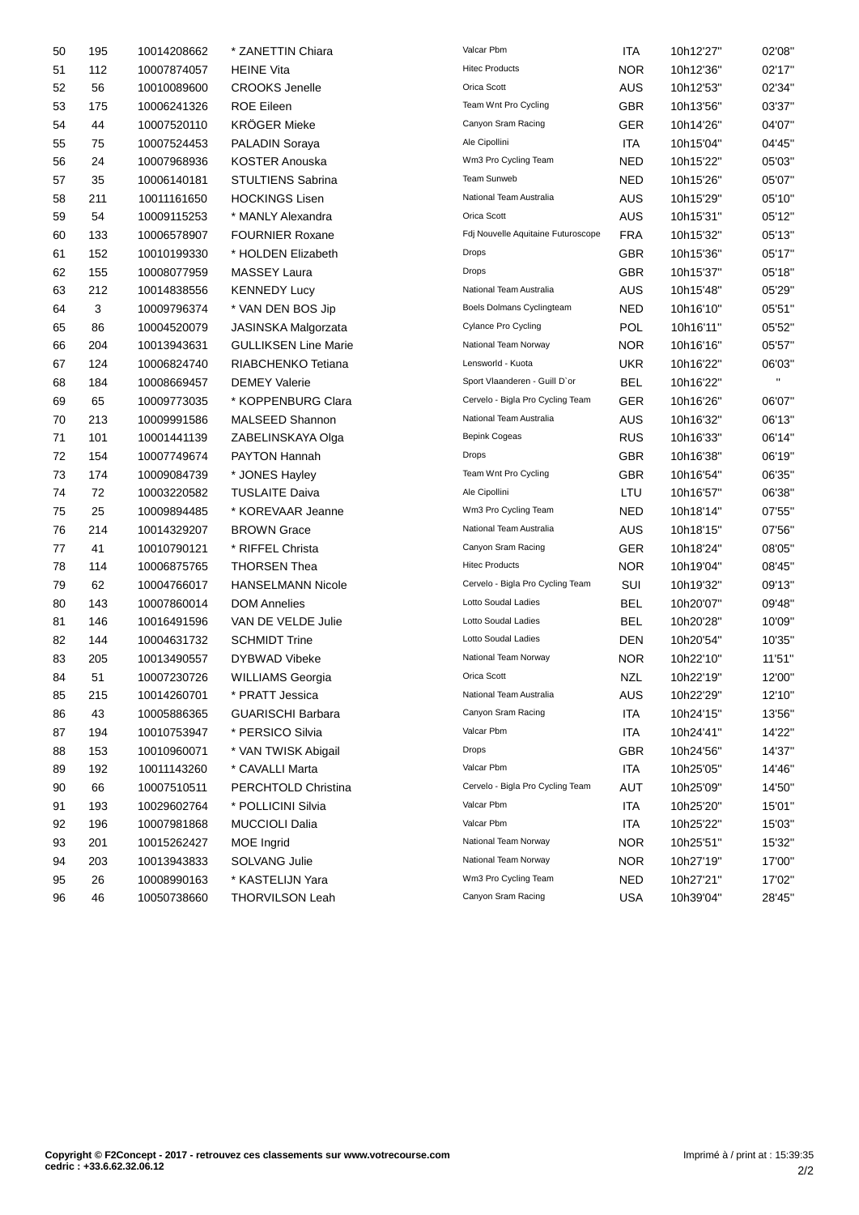| | | | | | | | |
|---|---|---|---|---|---|---|---|
| 50 | 195 | 10014208662 | * ZANETTIN Chiara | Valcar Pbm | ITA | 10h12'27'' | 02'08'' |
| 51 | 112 | 10007874057 | HEINE Vita | Hitec Products | NOR | 10h12'36'' | 02'17'' |
| 52 | 56 | 10010089600 | CROOKS Jenelle | Orica Scott | AUS | 10h12'53'' | 02'34'' |
| 53 | 175 | 10006241326 | ROE Eileen | Team Wnt Pro Cycling | GBR | 10h13'56'' | 03'37'' |
| 54 | 44 | 10007520110 | KRÖGER Mieke | Canyon Sram Racing | GER | 10h14'26'' | 04'07'' |
| 55 | 75 | 10007524453 | PALADIN Soraya | Ale Cipollini | ITA | 10h15'04'' | 04'45'' |
| 56 | 24 | 10007968936 | KOSTER Anouska | Wm3 Pro Cycling Team | NED | 10h15'22'' | 05'03'' |
| 57 | 35 | 10006140181 | STULTIENS Sabrina | Team Sunweb | NED | 10h15'26'' | 05'07'' |
| 58 | 211 | 10011161650 | HOCKINGS Lisen | National Team Australia | AUS | 10h15'29'' | 05'10'' |
| 59 | 54 | 10009115253 | * MANLY Alexandra | Orica Scott | AUS | 10h15'31'' | 05'12'' |
| 60 | 133 | 10006578907 | FOURNIER Roxane | Fdj Nouvelle Aquitaine Futuroscope | FRA | 10h15'32'' | 05'13'' |
| 61 | 152 | 10010199330 | * HOLDEN Elizabeth | Drops | GBR | 10h15'36'' | 05'17'' |
| 62 | 155 | 10008077959 | MASSEY Laura | Drops | GBR | 10h15'37'' | 05'18'' |
| 63 | 212 | 10014838556 | KENNEDY Lucy | National Team Australia | AUS | 10h15'48'' | 05'29'' |
| 64 | 3 | 10009796374 | * VAN DEN BOS Jip | Boels Dolmans Cyclingteam | NED | 10h16'10'' | 05'51'' |
| 65 | 86 | 10004520079 | JASINSKA Malgorzata | Cylance Pro Cycling | POL | 10h16'11'' | 05'52'' |
| 66 | 204 | 10013943631 | GULLIKSEN Line Marie | National Team Norway | NOR | 10h16'16'' | 05'57'' |
| 67 | 124 | 10006824740 | RIABCHENKO Tetiana | Lensworld - Kuota | UKR | 10h16'22'' | 06'03'' |
| 68 | 184 | 10008669457 | DEMEY Valerie | Sport Vlaanderen - Guill D`or | BEL | 10h16'22'' | '' |
| 69 | 65 | 10009773035 | * KOPPENBURG Clara | Cervelo - Bigla Pro Cycling Team | GER | 10h16'26'' | 06'07'' |
| 70 | 213 | 10009991586 | MALSEED Shannon | National Team Australia | AUS | 10h16'32'' | 06'13'' |
| 71 | 101 | 10001441139 | ZABELINSKAYA Olga | Bepink Cogeas | RUS | 10h16'33'' | 06'14'' |
| 72 | 154 | 10007749674 | PAYTON Hannah | Drops | GBR | 10h16'38'' | 06'19'' |
| 73 | 174 | 10009084739 | * JONES Hayley | Team Wnt Pro Cycling | GBR | 10h16'54'' | 06'35'' |
| 74 | 72 | 10003220582 | TUSLAITE Daiva | Ale Cipollini | LTU | 10h16'57'' | 06'38'' |
| 75 | 25 | 10009894485 | * KOREVAAR Jeanne | Wm3 Pro Cycling Team | NED | 10h18'14'' | 07'55'' |
| 76 | 214 | 10014329207 | BROWN Grace | National Team Australia | AUS | 10h18'15'' | 07'56'' |
| 77 | 41 | 10010790121 | * RIFFEL Christa | Canyon Sram Racing | GER | 10h18'24'' | 08'05'' |
| 78 | 114 | 10006875765 | THORSEN Thea | Hitec Products | NOR | 10h19'04'' | 08'45'' |
| 79 | 62 | 10004766017 | HANSELMANN Nicole | Cervelo - Bigla Pro Cycling Team | SUI | 10h19'32'' | 09'13'' |
| 80 | 143 | 10007860014 | DOM Annelies | Lotto Soudal Ladies | BEL | 10h20'07'' | 09'48'' |
| 81 | 146 | 10016491596 | VAN DE VELDE Julie | Lotto Soudal Ladies | BEL | 10h20'28'' | 10'09'' |
| 82 | 144 | 10004631732 | SCHMIDT Trine | Lotto Soudal Ladies | DEN | 10h20'54'' | 10'35'' |
| 83 | 205 | 10013490557 | DYBWAD Vibeke | National Team Norway | NOR | 10h22'10'' | 11'51'' |
| 84 | 51 | 10007230726 | WILLIAMS Georgia | Orica Scott | NZL | 10h22'19'' | 12'00'' |
| 85 | 215 | 10014260701 | * PRATT Jessica | National Team Australia | AUS | 10h22'29'' | 12'10'' |
| 86 | 43 | 10005886365 | GUARISCHI Barbara | Canyon Sram Racing | ITA | 10h24'15'' | 13'56'' |
| 87 | 194 | 10010753947 | * PERSICO Silvia | Valcar Pbm | ITA | 10h24'41'' | 14'22'' |
| 88 | 153 | 10010960071 | * VAN TWISK Abigail | Drops | GBR | 10h24'56'' | 14'37'' |
| 89 | 192 | 10011143260 | * CAVALLI Marta | Valcar Pbm | ITA | 10h25'05'' | 14'46'' |
| 90 | 66 | 10007510511 | PERCHTOLD Christina | Cervelo - Bigla Pro Cycling Team | AUT | 10h25'09'' | 14'50'' |
| 91 | 193 | 10029602764 | * POLLICINI Silvia | Valcar Pbm | ITA | 10h25'20'' | 15'01'' |
| 92 | 196 | 10007981868 | MUCCIOLI Dalia | Valcar Pbm | ITA | 10h25'22'' | 15'03'' |
| 93 | 201 | 10015262427 | MOE Ingrid | National Team Norway | NOR | 10h25'51'' | 15'32'' |
| 94 | 203 | 10013943833 | SOLVANG Julie | National Team Norway | NOR | 10h27'19'' | 17'00'' |
| 95 | 26 | 10008990163 | * KASTELIJN Yara | Wm3 Pro Cycling Team | NED | 10h27'21'' | 17'02'' |
| 96 | 46 | 10050738660 | THORVILSON Leah | Canyon Sram Racing | USA | 10h39'04'' | 28'45'' |

**Copyright © F2Concept - 2017 - retrouvez ces classements sur www.votrecourse.com**
**cedric : +33.6.62.32.06.12**

Imprimé à / print at : 15:39:35